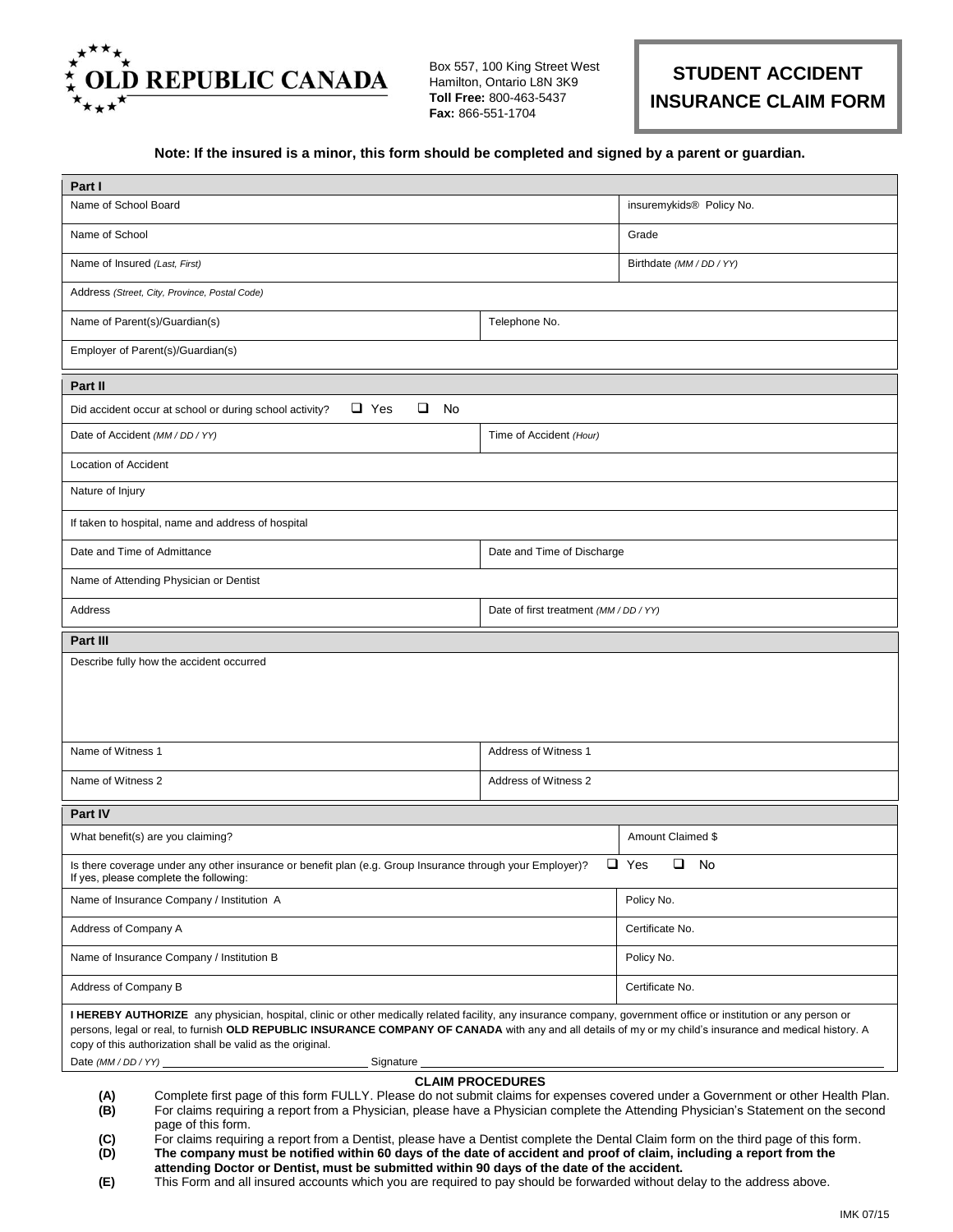OLD REPUBLIC CANADA

Box 557, 100 King Street West
Hamilton, Ontario L8N 3K9
**Toll Free:** 800-463-5437
**Fax:** 866-551-1704

# STUDENT ACCIDENT INSURANCE CLAIM FORM

**Note: If the insured is a minor, this form should be completed and signed by a parent or guardian.**

## Part I

| | |
|---|---|
| Name of School Board | insuremykids® Policy No. |
| Name of School | Grade |
| Name of Insured *(Last, First)* | Birthdate *(MM / DD / YY)* |
| Address *(Street, City, Province, Postal Code)* | |
| Name of Parent(s)/Guardian(s) | Telephone No. |
| Employer of Parent(s)/Guardian(s) | |

## Part II

| | |
|---|---|
| Did accident occur at school or during school activity? ❑ Yes ❑ No | |
| Date of Accident *(MM / DD / YY)* | Time of Accident *(Hour)* |
| Location of Accident | |
| Nature of Injury | |
| If taken to hospital, name and address of hospital | |
| Date and Time of Admittance | Date and Time of Discharge |
| Name of Attending Physician or Dentist | |
| Address | Date of first treatment *(MM / DD / YY)* |

## Part III

| | |
|---|---|
| Describe fully how the accident occurred | |
| Name of Witness 1 | Address of Witness 1 |
| Name of Witness 2 | Address of Witness 2 |

## Part IV

| | |
|---|---|
| What benefit(s) are you claiming? | Amount Claimed $ |
| Is there coverage under any other insurance or benefit plan (e.g. Group Insurance through your Employer)? If yes, please complete the following: | ❑ Yes ❑ No |
| Name of Insurance Company / Institution A | Policy No. |
| Address of Company A | Certificate No. |
| Name of Insurance Company / Institution B | Policy No. |
| Address of Company B | Certificate No. |

**I HEREBY AUTHORIZE** any physician, hospital, clinic or other medically related facility, any insurance company, government office or institution or any person or persons, legal or real, to furnish **OLD REPUBLIC INSURANCE COMPANY OF CANADA** with any and all details of my or my child's insurance and medical history. A copy of this authorization shall be valid as the original.

Date *(MM / DD / YY)* ______________________ Signature ______________________

### CLAIM PROCEDURES

**(A)** Complete first page of this form FULLY. Please do not submit claims for expenses covered under a Government or other Health Plan.

**(B)** For claims requiring a report from a Physician, please have a Physician complete the Attending Physician's Statement on the second page of this form.

**(C)** For claims requiring a report from a Dentist, please have a Dentist complete the Dental Claim form on the third page of this form.

**(D)** **The company must be notified within 60 days of the date of accident and proof of claim, including a report from the attending Doctor or Dentist, must be submitted within 90 days of the date of the accident.**

**(E)** This Form and all insured accounts which you are required to pay should be forwarded without delay to the address above.

IMK 07/15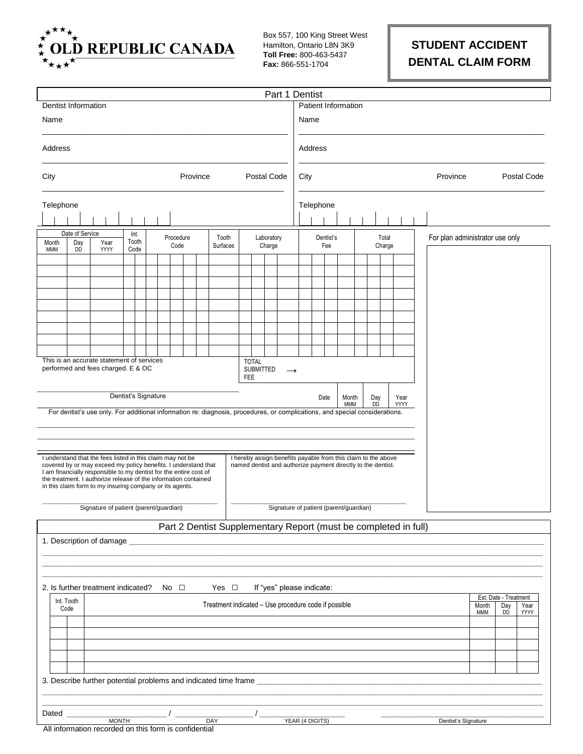OLD REPUBLIC CANADA

Box 557, 100 King Street West
Hamilton, Ontario L8N 3K9
**Toll Free:** 800-463-5437
**Fax:** 866-551-1704

# STUDENT ACCIDENT DENTAL CLAIM FORM

## Part 1 Dentist

| Dentist Information | Patient Information |
|---|---|
| Name | Name |
| Address | Address |
| City / Province / Postal Code | City / Province / Postal Code |
| Telephone | Telephone |

| Date of Service Month MMM | Day DD | Year YYYY | Int. Tooth Code | Procedure Code | Tooth Surfaces | Laboratory Charge | Dentist's Fee | Total Charge |
|---|---|---|---|---|---|---|---|---|
| | | | | | | | | |
| | | | | | | | | |
| | | | | | | | | |
| | | | | | | | | |
| | | | | | | | | |
| | | | | | | | | |
| | | | | | | | | |
| | | | | | | | | |
| | | | | | | | | |

For plan administrator use only

This is an accurate statement of services performed and fees charged. E & OC

TOTAL SUBMITTED FEE →

Dentist's Signature

Date Month MMM Day DD Year YYYY

For dentist's use only. For additional information re: diagnosis, procedures, or complications, and special considerations.

I understand that the fees listed in this claim may not be covered by or may exceed my policy benefits. I understand that I am financially responsible to my dentist for the entire cost of the treatment. I authorize release of the information contained in this claim form to my insuring company or its agents.

Signature of patient (parent/guardian)

I hereby assign benefits payable from this claim to the above named dentist and authorize payment directly to the dentist.

Signature of patient (parent/guardian)

## Part 2 Dentist Supplementary Report (must be completed in full)

1. Description of damage ____________________

2. Is further treatment indicated? No ☐ Yes ☐ If "yes" please indicate:

| Int. Tooth Code | | Treatment indicated – Use procedure code if possible | Est. Date - Treatment Month MMM | Day DD | Year YYYY |
|---|---|---|---|---|---|
| | | | | | |
| | | | | | |
| | | | | | |
| | | | | | |
| | | | | | |

3. Describe further potential problems and indicated time frame ____________________

Dated ______ / ______ / ______
MONTH / DAY / YEAR (4 DIGITS)

Dentist's Signature

All information recorded on this form is confidential